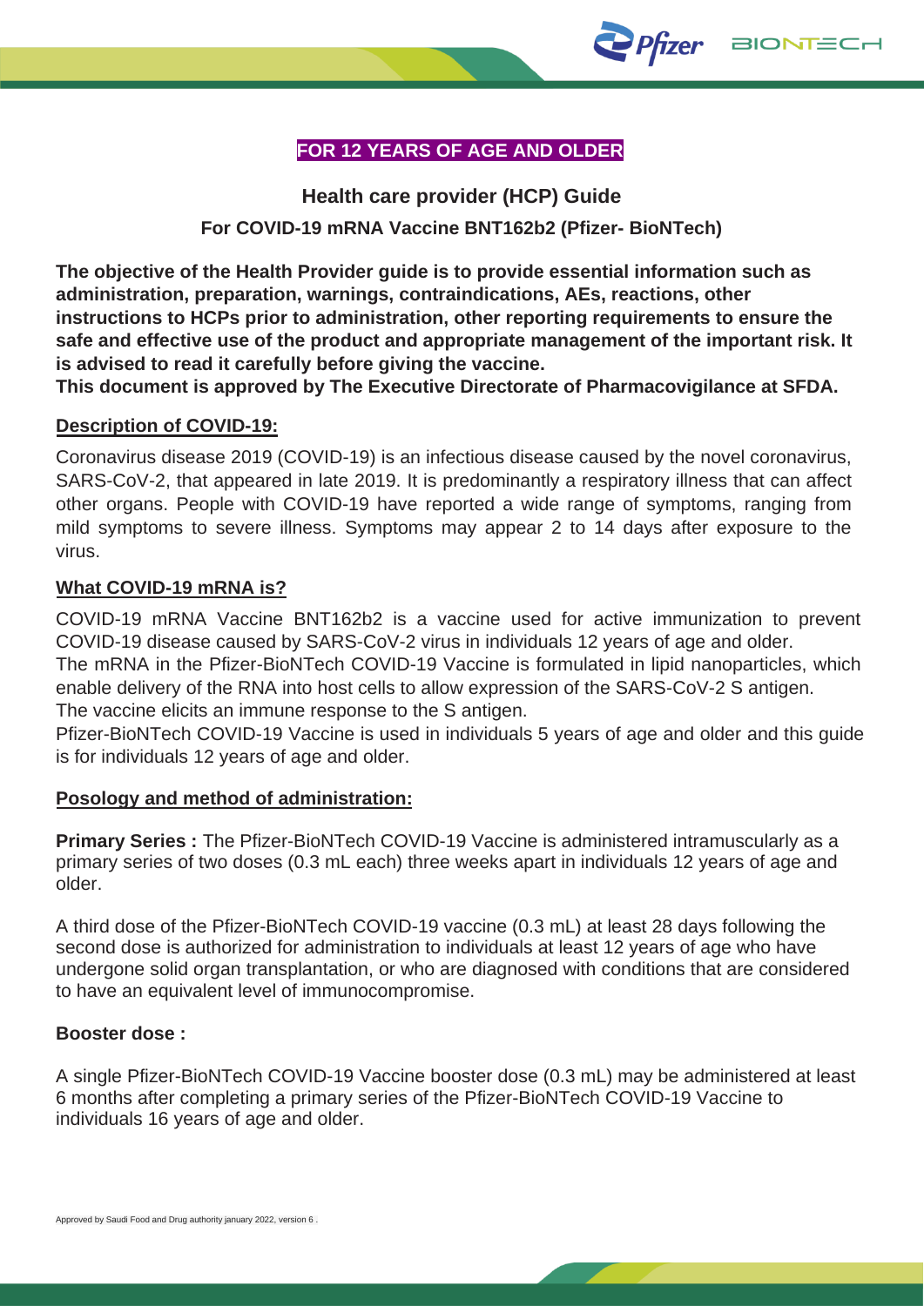**FOR 12 YEARS OF AGE AND OLDER**

## Health care provider (HCP) Guide

### For COVID-19 mRNA Vaccine BNT162b2 (Pfizer- BioNTech)

**The objective of the Health Provider guide is to provide essential information such as administration, preparation, warnings, contraindications, AEs, reactions, other instructions to HCPs prior to administration, other reporting requirements to ensure the safe and effective use of the product and appropriate management of the important risk. It is advised to read it carefully before giving the vaccine.**

**This document is approved by The Executive Directorate of Pharmacovigilance at SFDA.**

### Description of COVID-19:

Coronavirus disease 2019 (COVID-19) is an infectious disease caused by the novel coronavirus, SARS-CoV-2, that appeared in late 2019. It is predominantly a respiratory illness that can affect other organs. People with COVID-19 have reported a wide range of symptoms, ranging from mild symptoms to severe illness. Symptoms may appear 2 to 14 days after exposure to the virus.

### What COVID-19 mRNA is?

COVID-19 mRNA Vaccine BNT162b2 is a vaccine used for active immunization to prevent COVID-19 disease caused by SARS-CoV-2 virus in individuals 12 years of age and older.
The mRNA in the Pfizer-BioNTech COVID-19 Vaccine is formulated in lipid nanoparticles, which enable delivery of the RNA into host cells to allow expression of the SARS-CoV-2 S antigen.
The vaccine elicits an immune response to the S antigen.
Pfizer-BioNTech COVID-19 Vaccine is used in individuals 5 years of age and older and this guide is for individuals 12 years of age and older.

### Posology and method of administration:

**Primary Series :** The Pfizer-BioNTech COVID-19 Vaccine is administered intramuscularly as a primary series of two doses (0.3 mL each) three weeks apart in individuals 12 years of age and older.

A third dose of the Pfizer-BioNTech COVID-19 vaccine (0.3 mL) at least 28 days following the second dose is authorized for administration to individuals at least 12 years of age who have undergone solid organ transplantation, or who are diagnosed with conditions that are considered to have an equivalent level of immunocompromise.

**Booster dose :**

A single Pfizer-BioNTech COVID-19 Vaccine booster dose (0.3 mL) may be administered at least 6 months after completing a primary series of the Pfizer-BioNTech COVID-19 Vaccine to individuals 16 years of age and older.

Approved by Saudi Food and Drug authority january 2022, version 6 .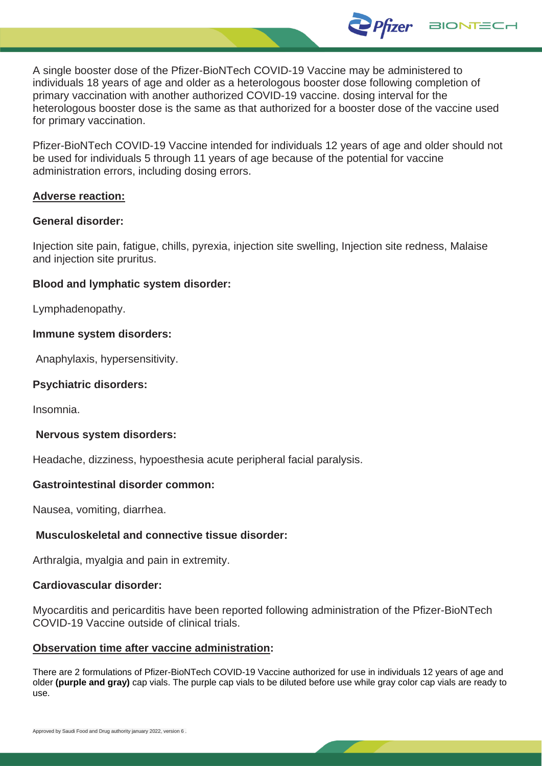A single booster dose of the Pfizer-BioNTech COVID-19 Vaccine may be administered to individuals 18 years of age and older as a heterologous booster dose following completion of primary vaccination with another authorized COVID-19 vaccine. dosing interval for the heterologous booster dose is the same as that authorized for a booster dose of the vaccine used for primary vaccination.

Pfizer-BioNTech COVID-19 Vaccine intended for individuals 12 years of age and older should not be used for individuals 5 through 11 years of age because of the potential for vaccine administration errors, including dosing errors.

**Adverse reaction:**

**General disorder:**

Injection site pain, fatigue, chills, pyrexia, injection site swelling, Injection site redness, Malaise and injection site pruritus.

**Blood and lymphatic system disorder:**

Lymphadenopathy.

**Immune system disorders:**

Anaphylaxis, hypersensitivity.

**Psychiatric disorders:**

Insomnia.

**Nervous system disorders:**

Headache, dizziness, hypoesthesia acute peripheral facial paralysis.

**Gastrointestinal disorder common:**

Nausea, vomiting, diarrhea.

**Musculoskeletal and connective tissue disorder:**

Arthralgia, myalgia and pain in extremity.

**Cardiovascular disorder:**

Myocarditis and pericarditis have been reported following administration of the Pfizer-BioNTech COVID-19 Vaccine outside of clinical trials.

**Observation time after vaccine administration:**

There are 2 formulations of Pfizer-BioNTech COVID-19 Vaccine authorized for use in individuals 12 years of age and older **(purple and gray)** cap vials. The purple cap vials to be diluted before use while gray color cap vials are ready to use.

Approved by Saudi Food and Drug authority january 2022, version 6 .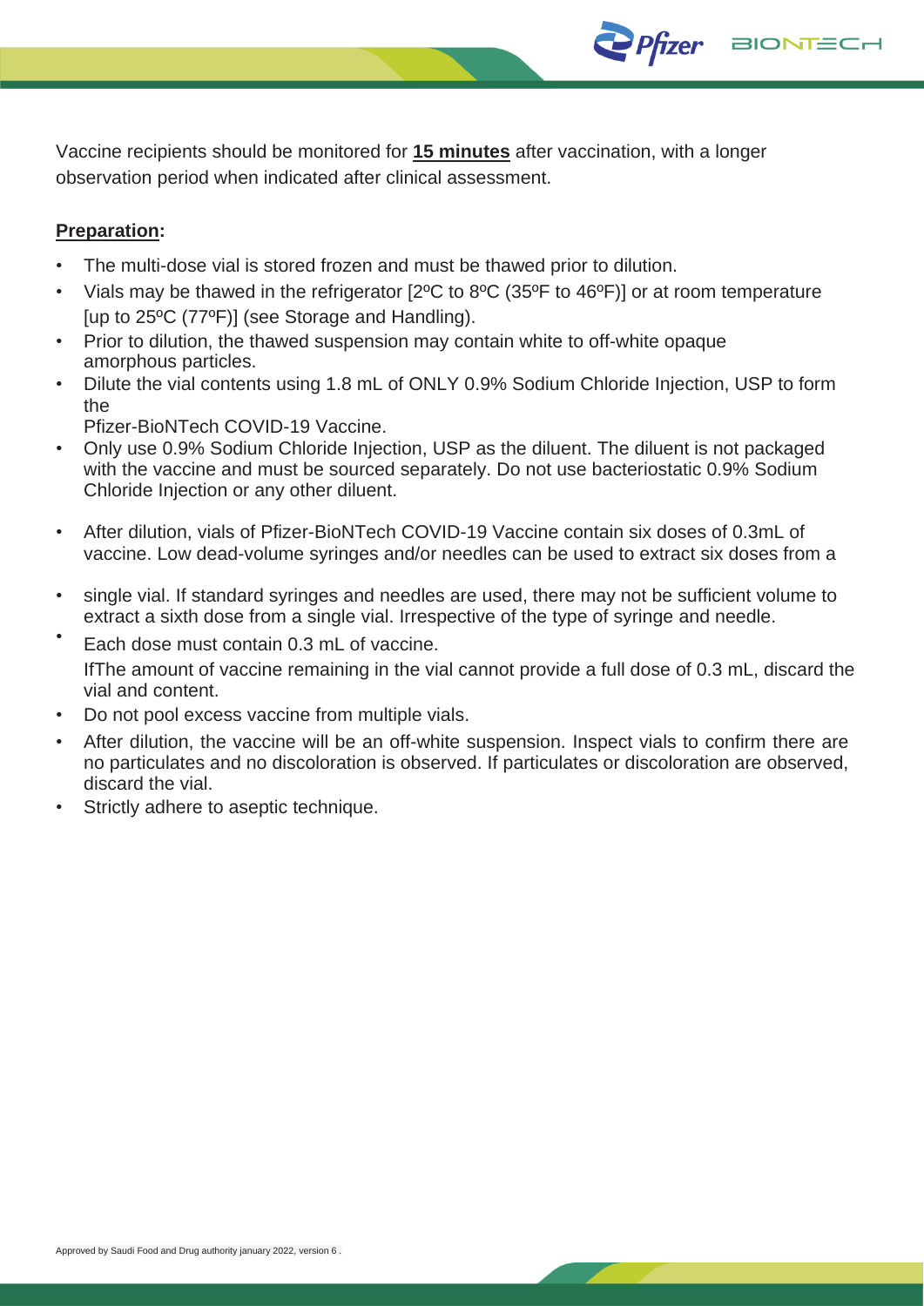Vaccine recipients should be monitored for **15 minutes** after vaccination, with a longer observation period when indicated after clinical assessment.

**Preparation:**

- The multi-dose vial is stored frozen and must be thawed prior to dilution.
- Vials may be thawed in the refrigerator [2ºC to 8ºC (35ºF to 46ºF)] or at room temperature [up to 25ºC (77ºF)] (see Storage and Handling).
- Prior to dilution, the thawed suspension may contain white to off-white opaque amorphous particles.
- Dilute the vial contents using 1.8 mL of ONLY 0.9% Sodium Chloride Injection, USP to form the Pfizer-BioNTech COVID-19 Vaccine.
- Only use 0.9% Sodium Chloride Injection, USP as the diluent. The diluent is not packaged with the vaccine and must be sourced separately. Do not use bacteriostatic 0.9% Sodium Chloride Injection or any other diluent.
- After dilution, vials of Pfizer-BioNTech COVID-19 Vaccine contain six doses of 0.3mL of vaccine. Low dead-volume syringes and/or needles can be used to extract six doses from a
- single vial. If standard syringes and needles are used, there may not be sufficient volume to extract a sixth dose from a single vial. Irrespective of the type of syringe and needle.
- Each dose must contain 0.3 mL of vaccine.
  IfThe amount of vaccine remaining in the vial cannot provide a full dose of 0.3 mL, discard the vial and content.
- Do not pool excess vaccine from multiple vials.
- After dilution, the vaccine will be an off-white suspension. Inspect vials to confirm there are no particulates and no discoloration is observed. If particulates or discoloration are observed, discard the vial.
- Strictly adhere to aseptic technique.

Approved by Saudi Food and Drug authority january 2022, version 6 .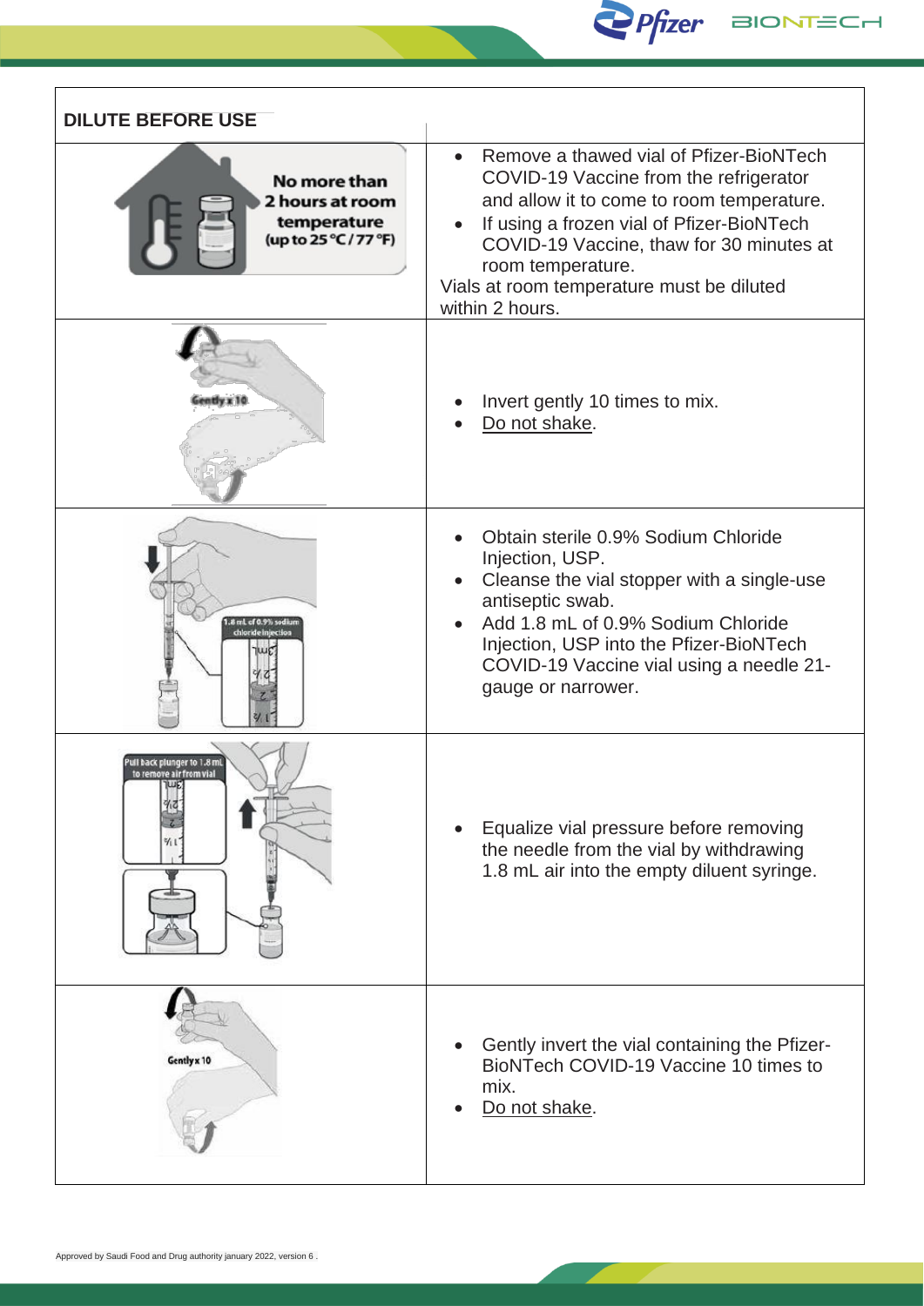| DILUTE BEFORE USE | |
|---|---|
| No more than 2 hours at room temperature (up to 25 °C / 77 °F) | • Remove a thawed vial of Pfizer-BioNTech COVID-19 Vaccine from the refrigerator and allow it to come to room temperature.<br>• If using a frozen vial of Pfizer-BioNTech COVID-19 Vaccine, thaw for 30 minutes at room temperature.<br>Vials at room temperature must be diluted within 2 hours. |
| Gently x 10 | • Invert gently 10 times to mix.<br>• Do not shake. |
| 1.8 mL of 0.9% sodium chloride injection | • Obtain sterile 0.9% Sodium Chloride Injection, USP.<br>• Cleanse the vial stopper with a single-use antiseptic swab.<br>• Add 1.8 mL of 0.9% Sodium Chloride Injection, USP into the Pfizer-BioNTech COVID-19 Vaccine vial using a needle 21-gauge or narrower. |
| Pull back plunger to 1.8 mL to remove air from vial | • Equalize vial pressure before removing the needle from the vial by withdrawing 1.8 mL air into the empty diluent syringe. |
| Gently x 10 | • Gently invert the vial containing the Pfizer-BioNTech COVID-19 Vaccine 10 times to mix.<br>• Do not shake. |

Approved by Saudi Food and Drug authority january 2022, version 6 .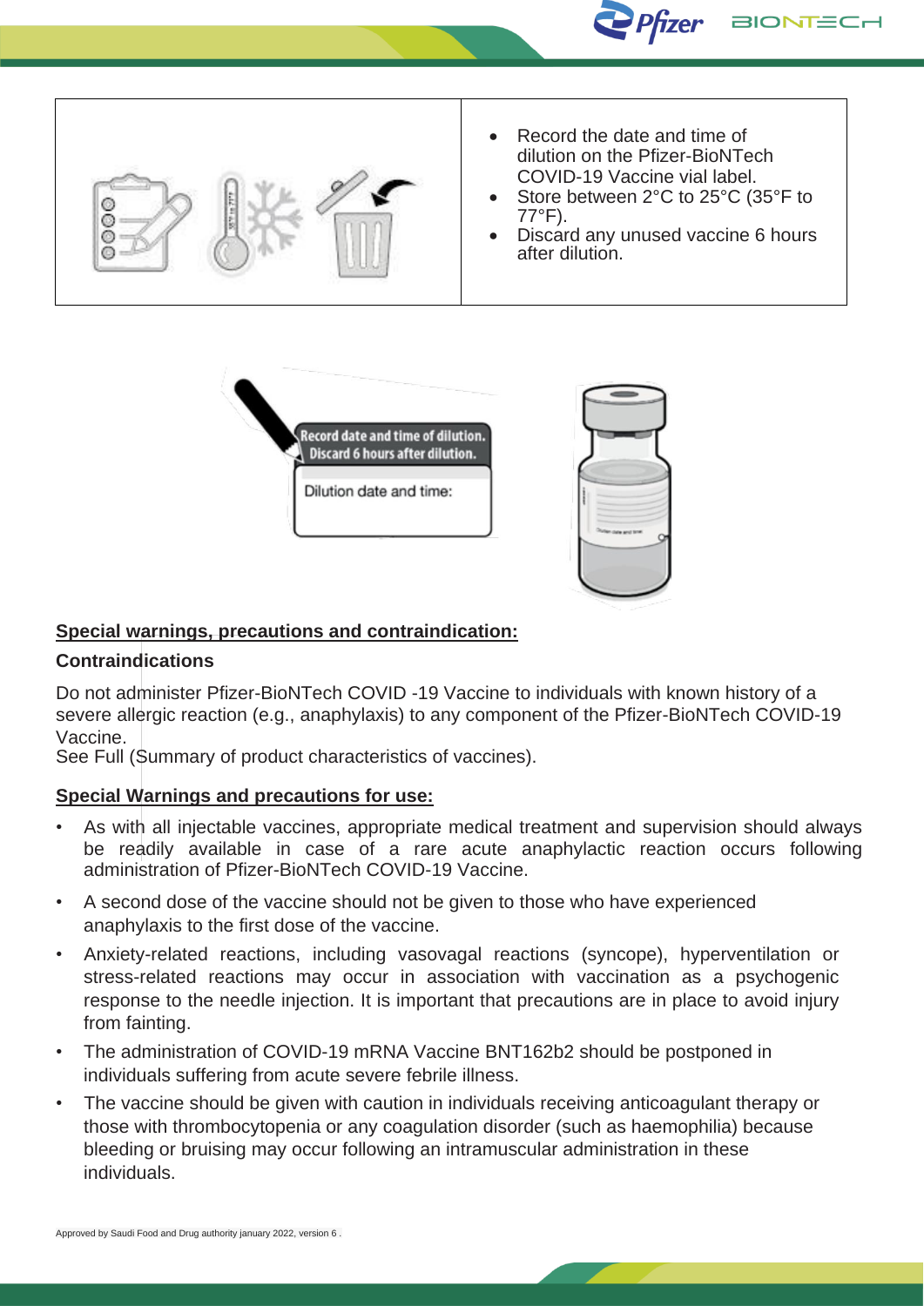| | |
|---|---|
| | • Record the date and time of dilution on the Pfizer-BioNTech COVID-19 Vaccine vial label.<br>• Store between 2°C to 25°C (35°F to 77°F).<br>• Discard any unused vaccine 6 hours after dilution. |

Record date and time of dilution.
Discard 6 hours after dilution.

Dilution date and time:

**Special warnings, precautions and contraindication:**

**Contraindications**

Do not administer Pfizer-BioNTech COVID -19 Vaccine to individuals with known history of a severe allergic reaction (e.g., anaphylaxis) to any component of the Pfizer-BioNTech COVID-19 Vaccine.
See Full (Summary of product characteristics of vaccines).

**Special Warnings and precautions for use:**

- As with all injectable vaccines, appropriate medical treatment and supervision should always be readily available in case of a rare acute anaphylactic reaction occurs following administration of Pfizer-BioNTech COVID-19 Vaccine.
- A second dose of the vaccine should not be given to those who have experienced anaphylaxis to the first dose of the vaccine.
- Anxiety-related reactions, including vasovagal reactions (syncope), hyperventilation or stress-related reactions may occur in association with vaccination as a psychogenic response to the needle injection. It is important that precautions are in place to avoid injury from fainting.
- The administration of COVID-19 mRNA Vaccine BNT162b2 should be postponed in individuals suffering from acute severe febrile illness.
- The vaccine should be given with caution in individuals receiving anticoagulant therapy or those with thrombocytopenia or any coagulation disorder (such as haemophilia) because bleeding or bruising may occur following an intramuscular administration in these individuals.

Approved by Saudi Food and Drug authority january 2022, version 6 .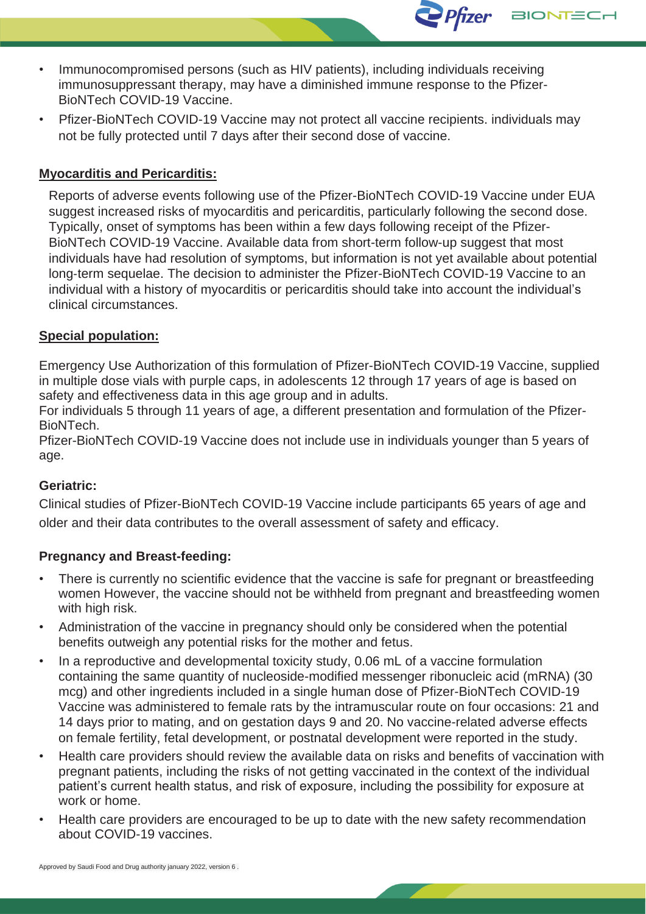- Immunocompromised persons (such as HIV patients), including individuals receiving immunosuppressant therapy, may have a diminished immune response to the Pfizer-BioNTech COVID-19 Vaccine.
- Pfizer-BioNTech COVID-19 Vaccine may not protect all vaccine recipients. individuals may not be fully protected until 7 days after their second dose of vaccine.

**Myocarditis and Pericarditis:**

Reports of adverse events following use of the Pfizer-BioNTech COVID-19 Vaccine under EUA suggest increased risks of myocarditis and pericarditis, particularly following the second dose. Typically, onset of symptoms has been within a few days following receipt of the Pfizer-BioNTech COVID-19 Vaccine. Available data from short-term follow-up suggest that most individuals have had resolution of symptoms, but information is not yet available about potential long-term sequelae. The decision to administer the Pfizer-BioNTech COVID-19 Vaccine to an individual with a history of myocarditis or pericarditis should take into account the individual's clinical circumstances.

**Special population:**

Emergency Use Authorization of this formulation of Pfizer-BioNTech COVID-19 Vaccine, supplied in multiple dose vials with purple caps, in adolescents 12 through 17 years of age is based on safety and effectiveness data in this age group and in adults.
For individuals 5 through 11 years of age, a different presentation and formulation of the Pfizer-BioNTech.
Pfizer-BioNTech COVID-19 Vaccine does not include use in individuals younger than 5 years of age.

**Geriatric:**

Clinical studies of Pfizer-BioNTech COVID-19 Vaccine include participants 65 years of age and older and their data contributes to the overall assessment of safety and efficacy.

**Pregnancy and Breast-feeding:**

- There is currently no scientific evidence that the vaccine is safe for pregnant or breastfeeding women However, the vaccine should not be withheld from pregnant and breastfeeding women with high risk.
- Administration of the vaccine in pregnancy should only be considered when the potential benefits outweigh any potential risks for the mother and fetus.
- In a reproductive and developmental toxicity study, 0.06 mL of a vaccine formulation containing the same quantity of nucleoside-modified messenger ribonucleic acid (mRNA) (30 mcg) and other ingredients included in a single human dose of Pfizer-BioNTech COVID-19 Vaccine was administered to female rats by the intramuscular route on four occasions: 21 and 14 days prior to mating, and on gestation days 9 and 20. No vaccine-related adverse effects on female fertility, fetal development, or postnatal development were reported in the study.
- Health care providers should review the available data on risks and benefits of vaccination with pregnant patients, including the risks of not getting vaccinated in the context of the individual patient's current health status, and risk of exposure, including the possibility for exposure at work or home.
- Health care providers are encouraged to be up to date with the new safety recommendation about COVID-19 vaccines.

Approved by Saudi Food and Drug authority january 2022, version 6 .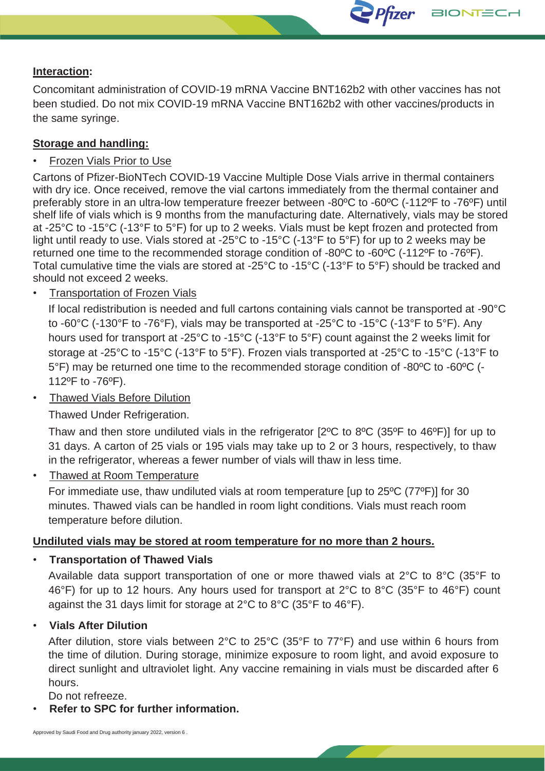**Interaction:**

Concomitant administration of COVID-19 mRNA Vaccine BNT162b2 with other vaccines has not been studied. Do not mix COVID-19 mRNA Vaccine BNT162b2 with other vaccines/products in the same syringe.

**Storage and handling:**

- Frozen Vials Prior to Use

Cartons of Pfizer-BioNTech COVID-19 Vaccine Multiple Dose Vials arrive in thermal containers with dry ice. Once received, remove the vial cartons immediately from the thermal container and preferably store in an ultra-low temperature freezer between -80ºC to -60ºC (-112ºF to -76ºF) until shelf life of vials which is 9 months from the manufacturing date. Alternatively, vials may be stored at -25°C to -15°C (-13°F to 5°F) for up to 2 weeks. Vials must be kept frozen and protected from light until ready to use. Vials stored at -25°C to -15°C (-13°F to 5°F) for up to 2 weeks may be returned one time to the recommended storage condition of -80ºC to -60ºC (-112ºF to -76ºF). Total cumulative time the vials are stored at -25°C to -15°C (-13°F to 5°F) should be tracked and should not exceed 2 weeks.

- Transportation of Frozen Vials

  If local redistribution is needed and full cartons containing vials cannot be transported at -90°C to -60°C (-130°F to -76°F), vials may be transported at -25°C to -15°C (-13°F to 5°F). Any hours used for transport at -25°C to -15°C (-13°F to 5°F) count against the 2 weeks limit for storage at -25°C to -15°C (-13°F to 5°F). Frozen vials transported at -25°C to -15°C (-13°F to 5°F) may be returned one time to the recommended storage condition of -80ºC to -60ºC (-112ºF to -76ºF).

- Thawed Vials Before Dilution

  Thawed Under Refrigeration.

  Thaw and then store undiluted vials in the refrigerator [2ºC to 8ºC (35ºF to 46ºF)] for up to 31 days. A carton of 25 vials or 195 vials may take up to 2 or 3 hours, respectively, to thaw in the refrigerator, whereas a fewer number of vials will thaw in less time.

- Thawed at Room Temperature

  For immediate use, thaw undiluted vials at room temperature [up to 25ºC (77ºF)] for 30 minutes. Thawed vials can be handled in room light conditions. Vials must reach room temperature before dilution.

**Undiluted vials may be stored at room temperature for no more than 2 hours.**

- **Transportation of Thawed Vials**

  Available data support transportation of one or more thawed vials at 2°C to 8°C (35°F to 46°F) for up to 12 hours. Any hours used for transport at 2°C to 8°C (35°F to 46°F) count against the 31 days limit for storage at 2°C to 8°C (35°F to 46°F).

- **Vials After Dilution**

  After dilution, store vials between 2°C to 25°C (35°F to 77°F) and use within 6 hours from the time of dilution. During storage, minimize exposure to room light, and avoid exposure to direct sunlight and ultraviolet light. Any vaccine remaining in vials must be discarded after 6 hours.

  Do not refreeze.

- **Refer to SPC for further information.**

Approved by Saudi Food and Drug authority january 2022, version 6 .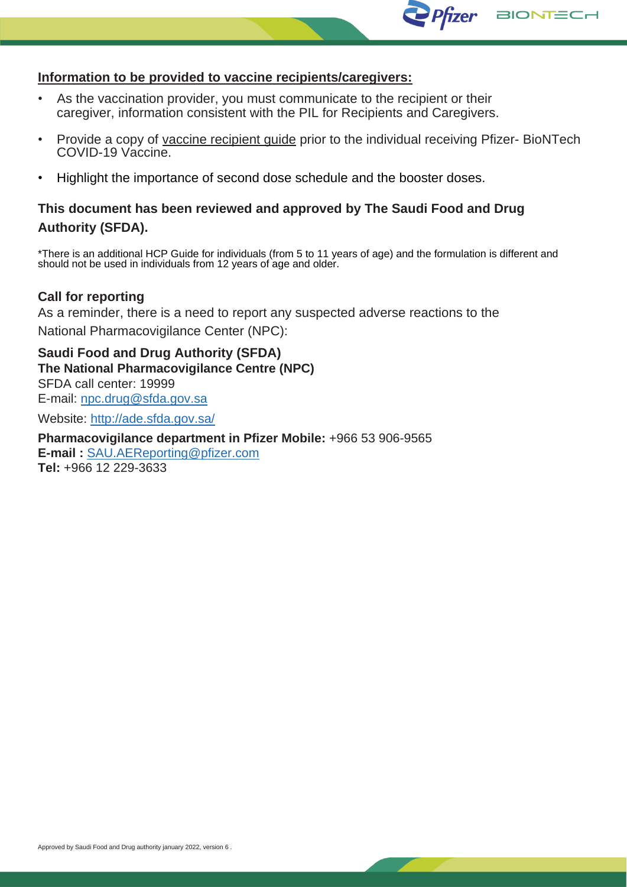**<u>Information to be provided to vaccine recipients/caregivers:</u>**

- As the vaccination provider, you must communicate to the recipient or their caregiver, information consistent with the PIL for Recipients and Caregivers.
- Provide a copy of vaccine recipient guide prior to the individual receiving Pfizer- BioNTech COVID-19 Vaccine.
- Highlight the importance of second dose schedule and the booster doses.

**This document has been reviewed and approved by The Saudi Food and Drug Authority (SFDA).**

*There is an additional HCP Guide for individuals (from 5 to 11 years of age) and the formulation is different and should not be used in individuals from 12 years of age and older.

**Call for reporting**

As a reminder, there is a need to report any suspected adverse reactions to the National Pharmacovigilance Center (NPC):

**Saudi Food and Drug Authority (SFDA)**
**The National Pharmacovigilance Centre (NPC)**
SFDA call center: 19999
E-mail: npc.drug@sfda.gov.sa

Website: http://ade.sfda.gov.sa/

**Pharmacovigilance department in Pfizer Mobile:** +966 53 906-9565
**E-mail :** SAU.AEReporting@pfizer.com
**Tel:** +966 12 229-3633

Approved by Saudi Food and Drug authority january 2022, version 6 .